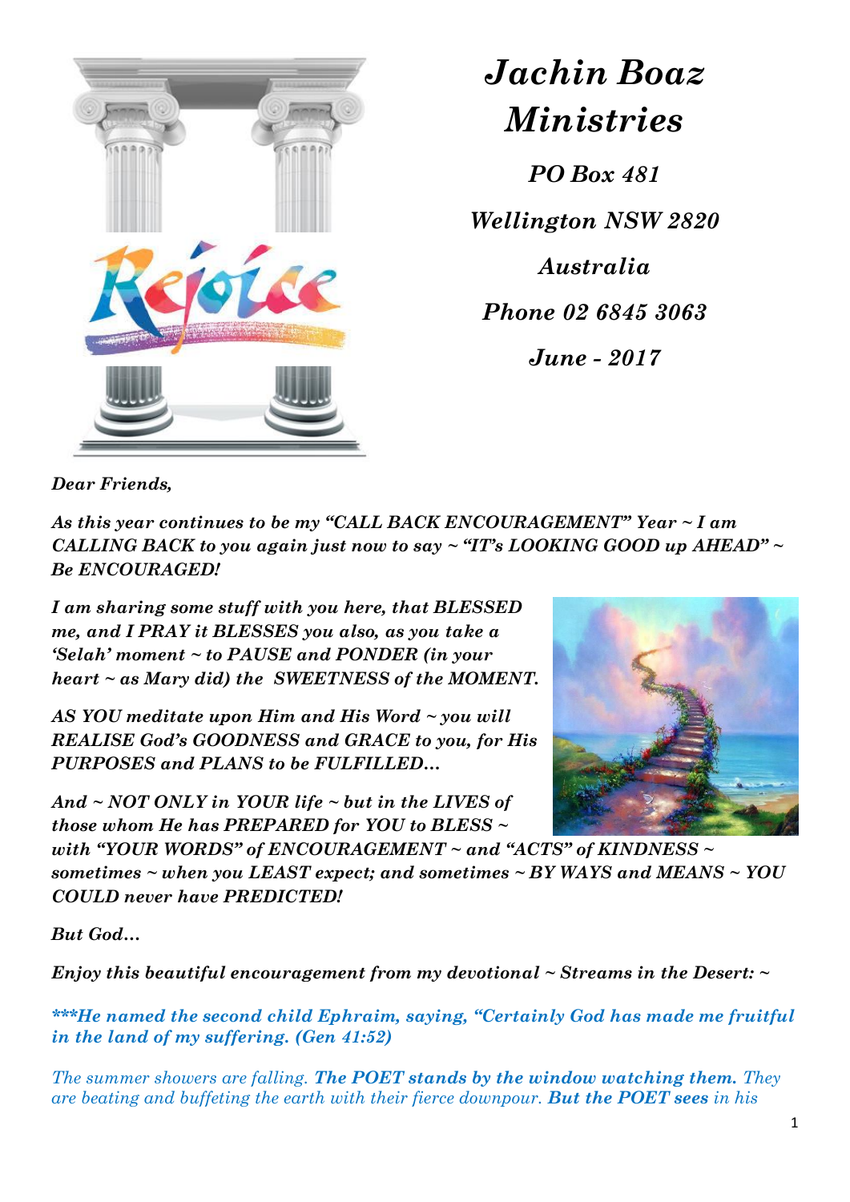# *Jachin Boaz Ministries*

***PO Box 481***

***Wellington NSW 2820***

***Australia***

***Phone 02 6845 3063***

***June - 2017***

***Dear Friends,***

***As this year continues to be my "CALL BACK ENCOURAGEMENT" Year ~ I am CALLING BACK to you again just now to say ~ "IT's LOOKING GOOD up AHEAD" ~ Be ENCOURAGED!***

***I am sharing some stuff with you here, that BLESSED me, and I PRAY it BLESSES you also, as you take a 'Selah' moment ~ to PAUSE and PONDER (in your heart ~ as Mary did) the SWEETNESS of the MOMENT.***

***AS YOU meditate upon Him and His Word ~ you will REALISE God's GOODNESS and GRACE to you, for His PURPOSES and PLANS to be FULFILLED…***

***And ~ NOT ONLY in YOUR life ~ but in the LIVES of those whom He has PREPARED for YOU to BLESS ~ with "YOUR WORDS" of ENCOURAGEMENT ~ and "ACTS" of KINDNESS ~ sometimes ~ when you LEAST expect; and sometimes ~ BY WAYS and MEANS ~ YOU COULD never have PREDICTED!***

***But God…***

***Enjoy this beautiful encouragement from my devotional ~ Streams in the Desert: ~***

****\*\*He named the second child Ephraim, saying, "Certainly God has made me fruitful in the land of my suffering. (Gen 41:52)****

*The summer showers are falling.* ***The POET stands by the window watching them.*** *They are beating and buffeting the earth with their fierce downpour.* ***But the POET sees*** *in his*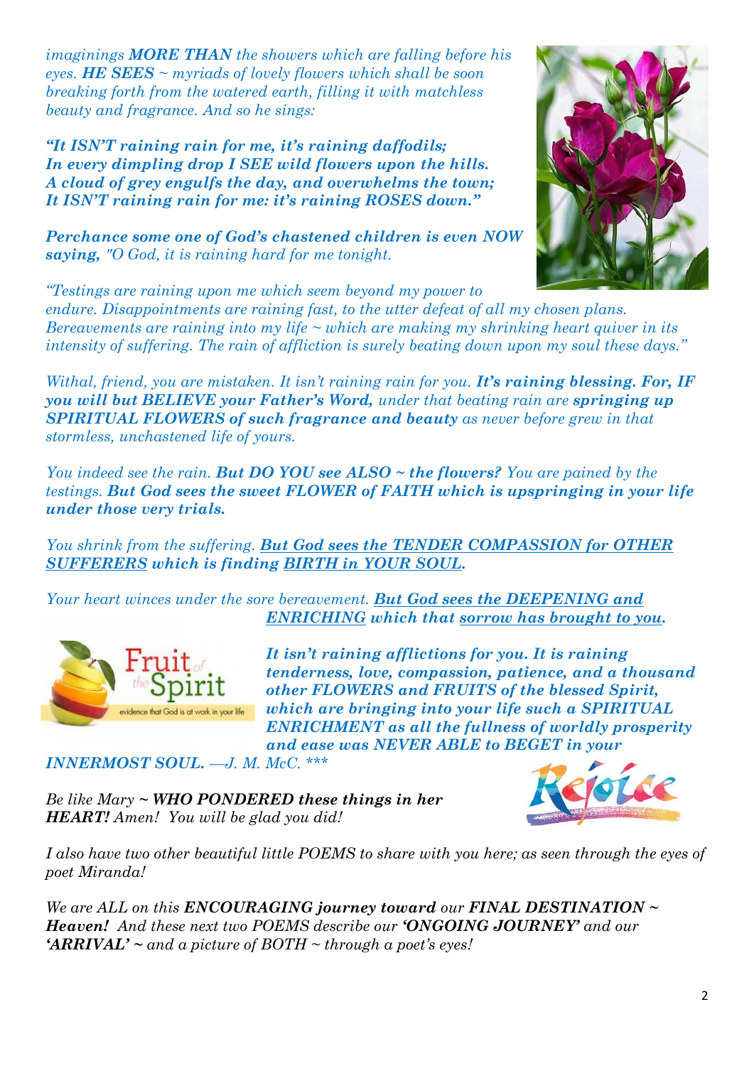*imaginings **MORE THAN** the showers which are falling before his eyes. **HE SEES** ~ myriads of lovely flowers which shall be soon breaking forth from the watered earth, filling it with matchless beauty and fragrance. And so he sings:*

***"It ISN'T raining rain for me, it's raining daffodils;***
***In every dimpling drop I SEE wild flowers upon the hills.***
***A cloud of grey engulfs the day, and overwhelms the town;***
***It ISN'T raining rain for me: it's raining ROSES down."***

***Perchance some one of God's chastened children is even NOW saying,** "O God, it is raining hard for me tonight.*

*"Testings are raining upon me which seem beyond my power to endure. Disappointments are raining fast, to the utter defeat of all my chosen plans. Bereavements are raining into my life ~ which are making my shrinking heart quiver in its intensity of suffering. The rain of affliction is surely beating down upon my soul these days."*

*Withal, friend, you are mistaken. It isn't raining rain for you. **It's raining blessing. For, IF you will but BELIEVE your Father's Word,** under that beating rain are **springing up SPIRITUAL FLOWERS of such fragrance and beauty** as never before grew in that stormless, unchastened life of yours.*

*You indeed see the rain. **But DO YOU see ALSO ~ the flowers?** You are pained by the testings. **But God sees the sweet FLOWER of FAITH which is upspringing in your life under those very trials.***

*You shrink from the suffering. **But God sees the TENDER COMPASSION for OTHER SUFFERERS** **which is finding BIRTH in YOUR SOUL.***

*Your heart winces under the sore bereavement. **But God sees the DEEPENING and ENRICHING which that sorrow has brought to you.***

***It isn't raining afflictions for you. It is raining tenderness, love, compassion, patience, and a thousand other FLOWERS and FRUITS of the blessed Spirit, which are bringing into your life such a SPIRITUAL ENRICHMENT as all the fullness of worldly prosperity and ease was NEVER ABLE to BEGET in your INNERMOST SOUL.** —J. M. McC. \*\*\**

*Be like Mary ~ **WHO PONDERED these things in her HEART!** Amen! You will be glad you did!*

*I also have two other beautiful little POEMS to share with you here; as seen through the eyes of poet Miranda!*

*We are ALL on this **ENCOURAGING journey toward** our **FINAL DESTINATION ~ Heaven!** And these next two POEMS describe our **'ONGOING JOURNEY'** and our **'ARRIVAL' ~** and a picture of BOTH ~ through a poet's eyes!*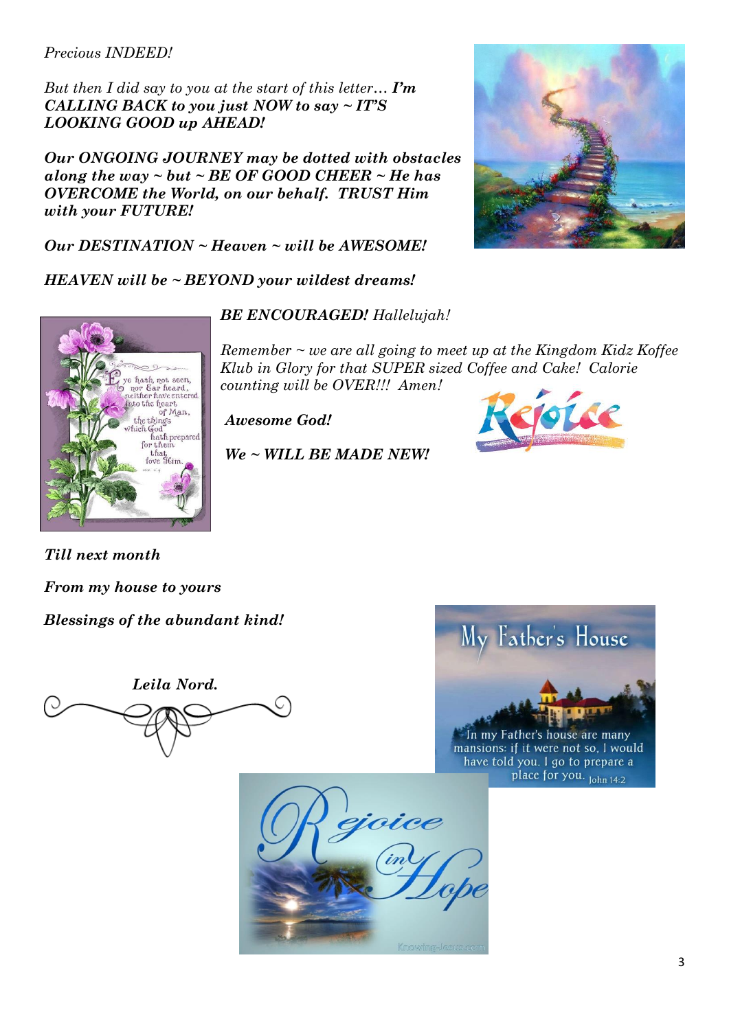*Precious INDEED!*

*But then I did say to you at the start of this letter… **I'm CALLING BACK to you just NOW to say ~ IT'S LOOKING GOOD up AHEAD!***

***Our ONGOING JOURNEY may be dotted with obstacles along the way ~ but ~ BE OF GOOD CHEER ~ He has OVERCOME the World, on our behalf. TRUST Him with your FUTURE!***

***Our DESTINATION ~ Heaven ~ will be AWESOME!***

***HEAVEN will be ~ BEYOND your wildest dreams!***

***BE ENCOURAGED!** Hallelujah!*

*Remember ~ we are all going to meet up at the Kingdom Kidz Koffee Klub in Glory for that SUPER sized Coffee and Cake! Calorie counting will be OVER!!! Amen!*

***Awesome God!***

***We ~ WILL BE MADE NEW!***

***Till next month***

***From my house to yours***

***Blessings of the abundant kind!***

***Leila Nord.***